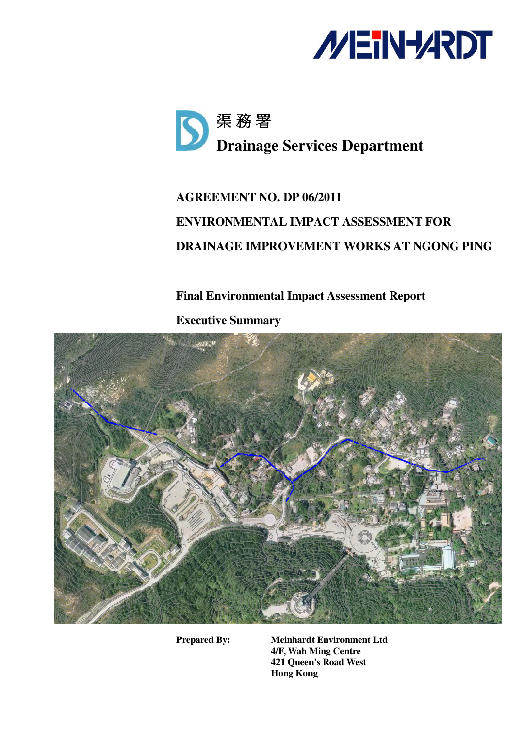MEINHARDT

渠務署

Drainage Services Department

**AGREEMENT NO. DP 06/2011**

**ENVIRONMENTAL IMPACT ASSESSMENT FOR**

**DRAINAGE IMPROVEMENT WORKS AT NGONG PING**

**Final Environmental Impact Assessment Report**

**Executive Summary**

**Prepared By:**

**Meinhardt Environment Ltd**
**4/F, Wah Ming Centre**
**421 Queen's Road West**
**Hong Kong**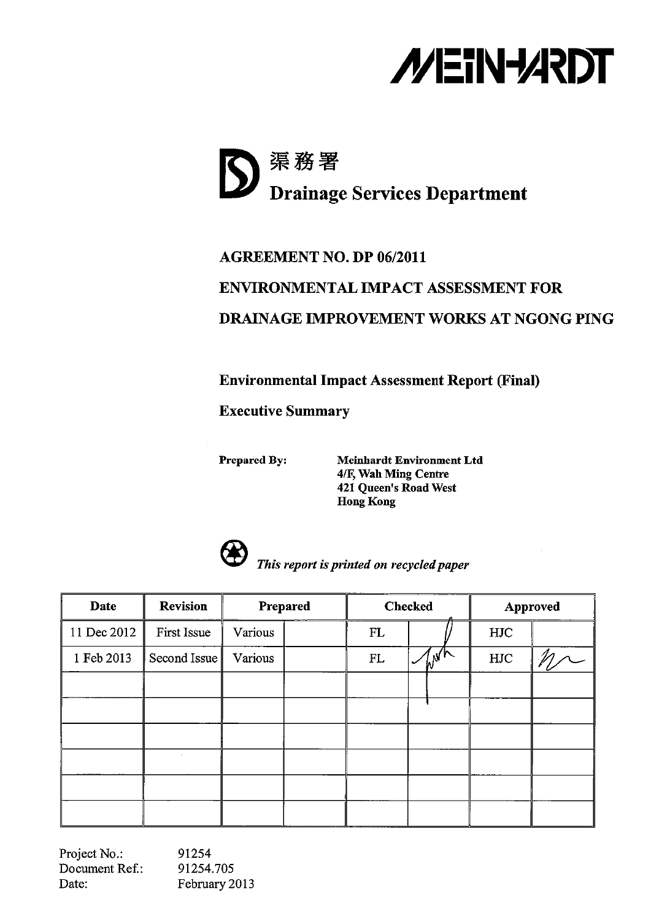MEINHARDT

渠務署

**Drainage Services Department**

**AGREEMENT NO. DP 06/2011**

**ENVIRONMENTAL IMPACT ASSESSMENT FOR**

**DRAINAGE IMPROVEMENT WORKS AT NGONG PING**

**Environmental Impact Assessment Report (Final)**

**Executive Summary**

**Prepared By:** **Meinhardt Environment Ltd**
**4/F, Wah Ming Centre**
**421 Queen's Road West**
**Hong Kong**

*This report is printed on recycled paper*

| Date | Revision | Prepared | | Checked | | Approved | |
|---|---|---|---|---|---|---|---|
| 11 Dec 2012 | First Issue | Various | | FL | | HJC | |
| 1 Feb 2013 | Second Issue | Various | | FL | | HJC | |
| | | | | | | | |
| | | | | | | | |
| | | | | | | | |
| | | | | | | | |
| | | | | | | | |
| | | | | | | | |

Project No.: 91254
Document Ref.: 91254.705
Date: February 2013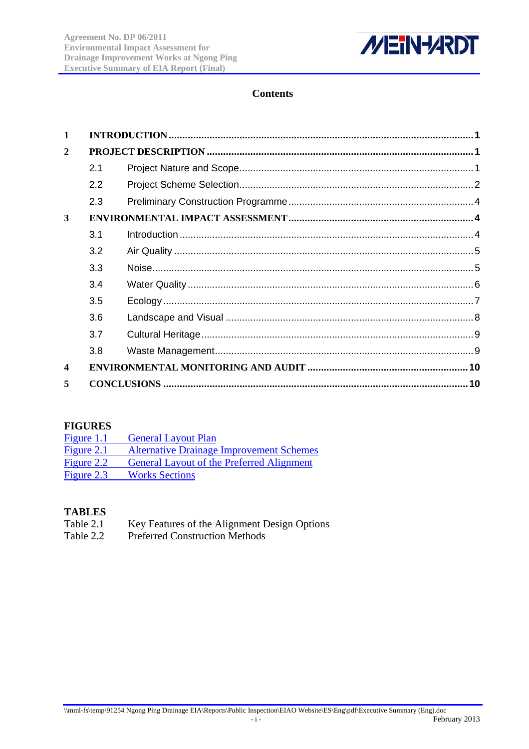## Contents

| | | |
|---|---|---|
| **1** | **INTRODUCTION** | **1** |
| **2** | **PROJECT DESCRIPTION** | **1** |
| 2.1 | Project Nature and Scope | 1 |
| 2.2 | Project Scheme Selection | 2 |
| 2.3 | Preliminary Construction Programme | 4 |
| **3** | **ENVIRONMENTAL IMPACT ASSESSMENT** | **4** |
| 3.1 | Introduction | 4 |
| 3.2 | Air Quality | 5 |
| 3.3 | Noise | 5 |
| 3.4 | Water Quality | 6 |
| 3.5 | Ecology | 7 |
| 3.6 | Landscape and Visual | 8 |
| 3.7 | Cultural Heritage | 9 |
| 3.8 | Waste Management | 9 |
| **4** | **ENVIRONMENTAL MONITORING AND AUDIT** | **10** |
| **5** | **CONCLUSIONS** | **10** |

### FIGURES

Figure 1.1 General Layout Plan
Figure 2.1 Alternative Drainage Improvement Schemes
Figure 2.2 General Layout of the Preferred Alignment
Figure 2.3 Works Sections

### TABLES

Table 2.1 Key Features of the Alignment Design Options
Table 2.2 Preferred Construction Methods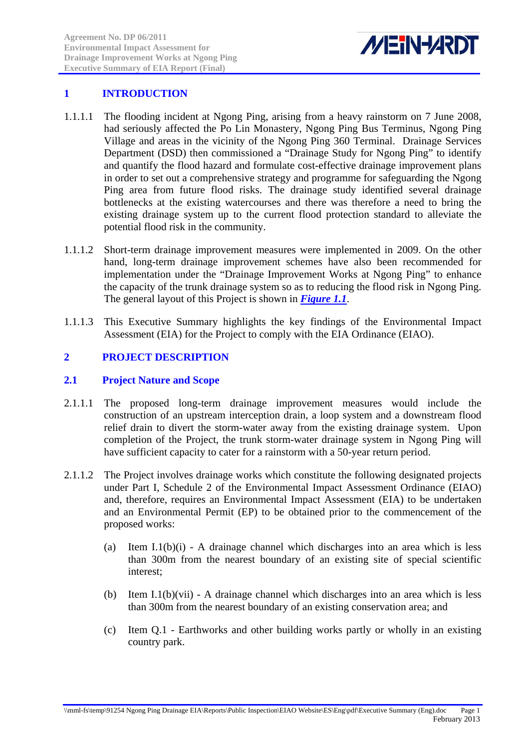# 1 INTRODUCTION

1.1.1.1 The flooding incident at Ngong Ping, arising from a heavy rainstorm on 7 June 2008, had seriously affected the Po Lin Monastery, Ngong Ping Bus Terminus, Ngong Ping Village and areas in the vicinity of the Ngong Ping 360 Terminal. Drainage Services Department (DSD) then commissioned a "Drainage Study for Ngong Ping" to identify and quantify the flood hazard and formulate cost-effective drainage improvement plans in order to set out a comprehensive strategy and programme for safeguarding the Ngong Ping area from future flood risks. The drainage study identified several drainage bottlenecks at the existing watercourses and there was therefore a need to bring the existing drainage system up to the current flood protection standard to alleviate the potential flood risk in the community.

1.1.1.2 Short-term drainage improvement measures were implemented in 2009. On the other hand, long-term drainage improvement schemes have also been recommended for implementation under the "Drainage Improvement Works at Ngong Ping" to enhance the capacity of the trunk drainage system so as to reducing the flood risk in Ngong Ping. The general layout of this Project is shown in ***Figure 1.1***.

1.1.1.3 This Executive Summary highlights the key findings of the Environmental Impact Assessment (EIA) for the Project to comply with the EIA Ordinance (EIAO).

# 2 PROJECT DESCRIPTION

## 2.1 Project Nature and Scope

2.1.1.1 The proposed long-term drainage improvement measures would include the construction of an upstream interception drain, a loop system and a downstream flood relief drain to divert the storm-water away from the existing drainage system. Upon completion of the Project, the trunk storm-water drainage system in Ngong Ping will have sufficient capacity to cater for a rainstorm with a 50-year return period.

2.1.1.2 The Project involves drainage works which constitute the following designated projects under Part I, Schedule 2 of the Environmental Impact Assessment Ordinance (EIAO) and, therefore, requires an Environmental Impact Assessment (EIA) to be undertaken and an Environmental Permit (EP) to be obtained prior to the commencement of the proposed works:

(a) Item I.1(b)(i) - A drainage channel which discharges into an area which is less than 300m from the nearest boundary of an existing site of special scientific interest;

(b) Item I.1(b)(vii) - A drainage channel which discharges into an area which is less than 300m from the nearest boundary of an existing conservation area; and

(c) Item Q.1 - Earthworks and other building works partly or wholly in an existing country park.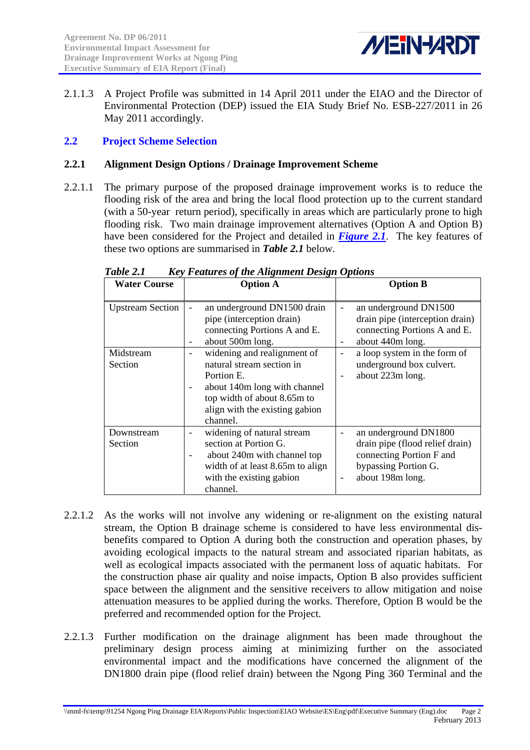2.1.1.3 A Project Profile was submitted in 14 April 2011 under the EIAO and the Director of Environmental Protection (DEP) issued the EIA Study Brief No. ESB-227/2011 in 26 May 2011 accordingly.

## 2.2 Project Scheme Selection

### 2.2.1 Alignment Design Options / Drainage Improvement Scheme

2.2.1.1 The primary purpose of the proposed drainage improvement works is to reduce the flooding risk of the area and bring the local flood protection up to the current standard (with a 50-year return period), specifically in areas which are particularly prone to high flooding risk. Two main drainage improvement alternatives (Option A and Option B) have been considered for the Project and detailed in ***Figure 2.1***. The key features of these two options are summarised in ***Table 2.1*** below.

***Table 2.1 Key Features of the Alignment Design Options***

| Water Course | Option A | Option B |
|---|---|---|
| Upstream Section | - an underground DN1500 drain pipe (interception drain) connecting Portions A and E.<br>- about 500m long. | - an underground DN1500 drain pipe (interception drain) connecting Portions A and E.<br>- about 440m long. |
| Midstream Section | - widening and realignment of natural stream section in Portion E.<br>- about 140m long with channel top width of about 8.65m to align with the existing gabion channel. | - a loop system in the form of underground box culvert.<br>- about 223m long. |
| Downstream Section | - widening of natural stream section at Portion G.<br>- about 240m with channel top width of at least 8.65m to align with the existing gabion channel. | - an underground DN1800 drain pipe (flood relief drain) connecting Portion F and bypassing Portion G.<br>- about 198m long. |

2.2.1.2 As the works will not involve any widening or re-alignment on the existing natural stream, the Option B drainage scheme is considered to have less environmental dis-benefits compared to Option A during both the construction and operation phases, by avoiding ecological impacts to the natural stream and associated riparian habitats, as well as ecological impacts associated with the permanent loss of aquatic habitats. For the construction phase air quality and noise impacts, Option B also provides sufficient space between the alignment and the sensitive receivers to allow mitigation and noise attenuation measures to be applied during the works. Therefore, Option B would be the preferred and recommended option for the Project.

2.2.1.3 Further modification on the drainage alignment has been made throughout the preliminary design process aiming at minimizing further on the associated environmental impact and the modifications have concerned the alignment of the DN1800 drain pipe (flood relief drain) between the Ngong Ping 360 Terminal and the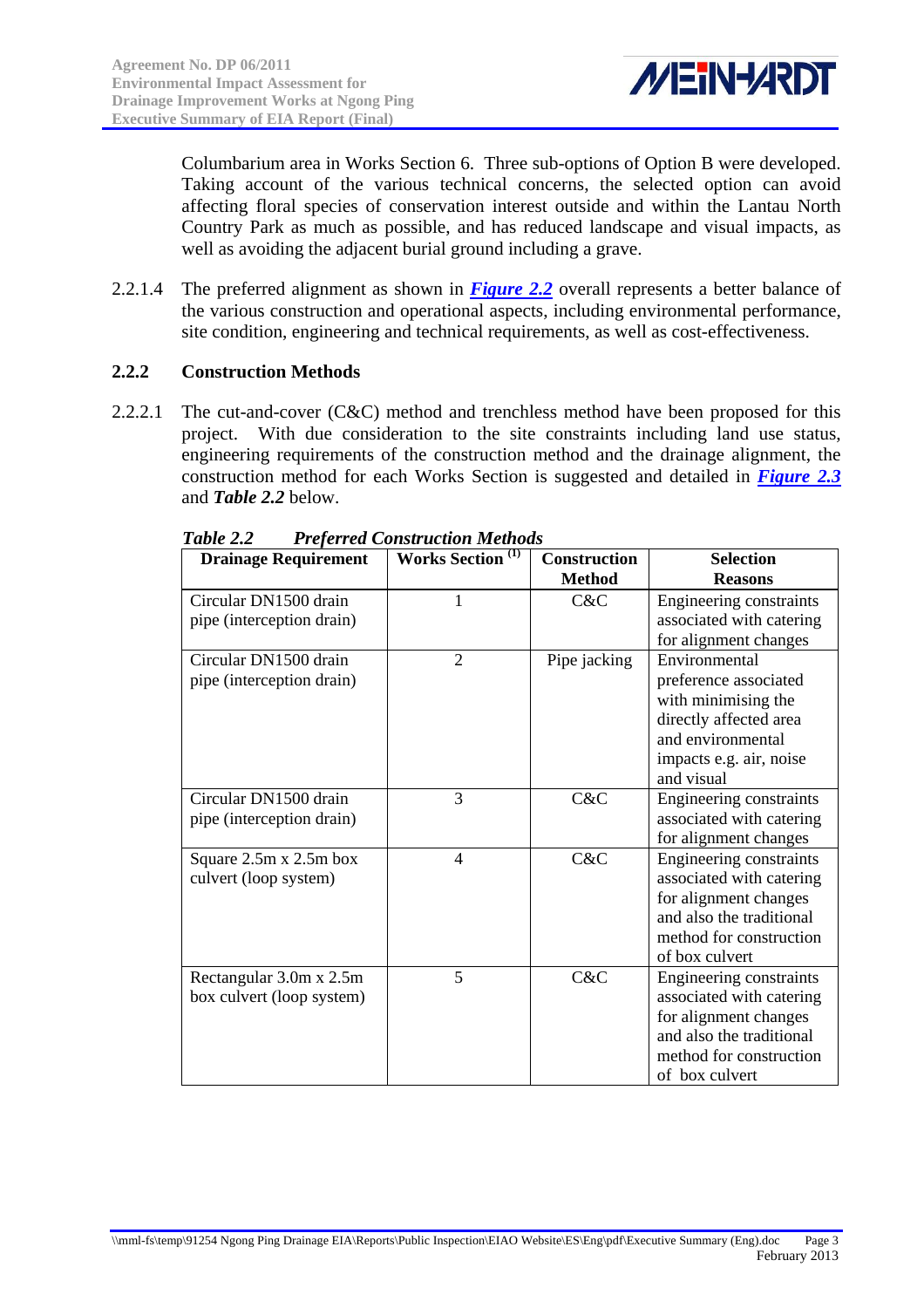Columbarium area in Works Section 6. Three sub-options of Option B were developed. Taking account of the various technical concerns, the selected option can avoid affecting floral species of conservation interest outside and within the Lantau North Country Park as much as possible, and has reduced landscape and visual impacts, as well as avoiding the adjacent burial ground including a grave.

2.2.1.4 The preferred alignment as shown in ***Figure 2.2*** overall represents a better balance of the various construction and operational aspects, including environmental performance, site condition, engineering and technical requirements, as well as cost-effectiveness.

### 2.2.2 Construction Methods

2.2.2.1 The cut-and-cover (C&C) method and trenchless method have been proposed for this project. With due consideration to the site constraints including land use status, engineering requirements of the construction method and the drainage alignment, the construction method for each Works Section is suggested and detailed in ***Figure 2.3*** and ***Table 2.2*** below.

***Table 2.2 Preferred Construction Methods***

| Drainage Requirement | Works Section [1] | Construction Method | Selection Reasons |
|---|---|---|---|
| Circular DN1500 drain pipe (interception drain) | 1 | C&C | Engineering constraints associated with catering for alignment changes |
| Circular DN1500 drain pipe (interception drain) | 2 | Pipe jacking | Environmental preference associated with minimising the directly affected area and environmental impacts e.g. air, noise and visual |
| Circular DN1500 drain pipe (interception drain) | 3 | C&C | Engineering constraints associated with catering for alignment changes |
| Square 2.5m x 2.5m box culvert (loop system) | 4 | C&C | Engineering constraints associated with catering for alignment changes and also the traditional method for construction of box culvert |
| Rectangular 3.0m x 2.5m box culvert (loop system) | 5 | C&C | Engineering constraints associated with catering for alignment changes and also the traditional method for construction of box culvert |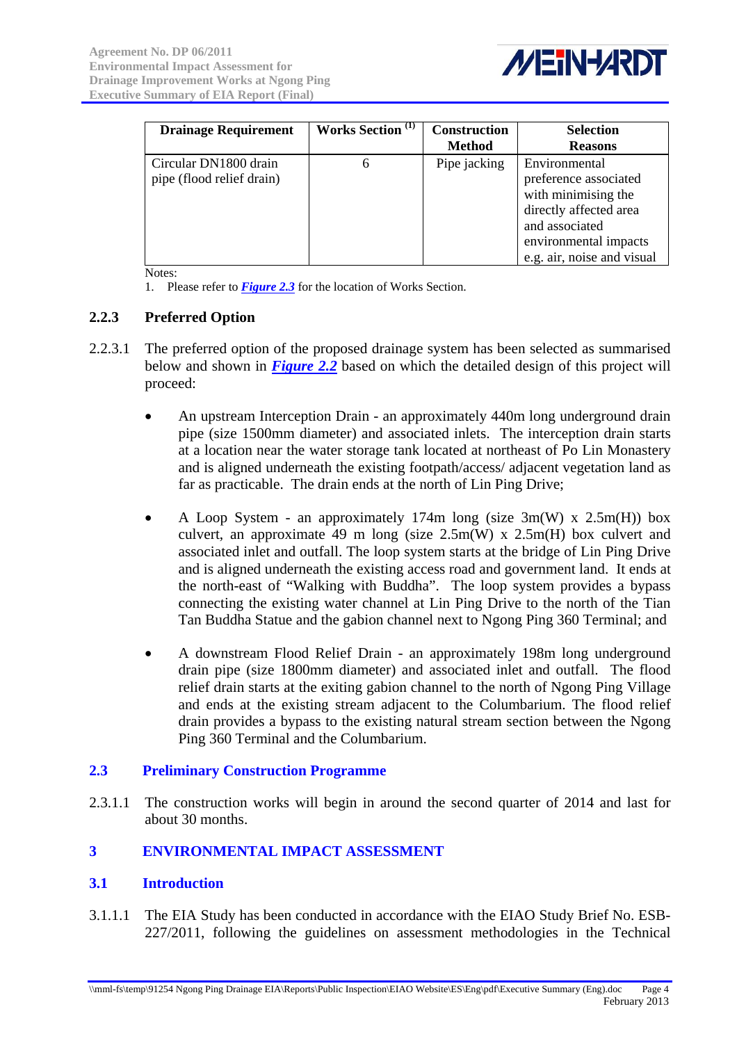| Drainage Requirement | Works Section [1] | Construction Method | Selection Reasons |
|---|---|---|---|
| Circular DN1800 drain pipe (flood relief drain) | 6 | Pipe jacking | Environmental preference associated with minimising the directly affected area and associated environmental impacts e.g. air, noise and visual |

Notes:
1. Please refer to ***Figure 2.3*** for the location of Works Section.

### 2.2.3 Preferred Option

2.2.3.1 The preferred option of the proposed drainage system has been selected as summarised below and shown in ***Figure 2.2*** based on which the detailed design of this project will proceed:

- An upstream Interception Drain - an approximately 440m long underground drain pipe (size 1500mm diameter) and associated inlets. The interception drain starts at a location near the water storage tank located at northeast of Po Lin Monastery and is aligned underneath the existing footpath/access/ adjacent vegetation land as far as practicable. The drain ends at the north of Lin Ping Drive;

- A Loop System - an approximately 174m long (size 3m(W) x 2.5m(H)) box culvert, an approximate 49 m long (size 2.5m(W) x 2.5m(H) box culvert and associated inlet and outfall. The loop system starts at the bridge of Lin Ping Drive and is aligned underneath the existing access road and government land. It ends at the north-east of "Walking with Buddha". The loop system provides a bypass connecting the existing water channel at Lin Ping Drive to the north of the Tian Tan Buddha Statue and the gabion channel next to Ngong Ping 360 Terminal; and

- A downstream Flood Relief Drain - an approximately 198m long underground drain pipe (size 1800mm diameter) and associated inlet and outfall. The flood relief drain starts at the exiting gabion channel to the north of Ngong Ping Village and ends at the existing stream adjacent to the Columbarium. The flood relief drain provides a bypass to the existing natural stream section between the Ngong Ping 360 Terminal and the Columbarium.

## 2.3 Preliminary Construction Programme

2.3.1.1 The construction works will begin in around the second quarter of 2014 and last for about 30 months.

# 3 ENVIRONMENTAL IMPACT ASSESSMENT

## 3.1 Introduction

3.1.1.1 The EIA Study has been conducted in accordance with the EIAO Study Brief No. ESB-227/2011, following the guidelines on assessment methodologies in the Technical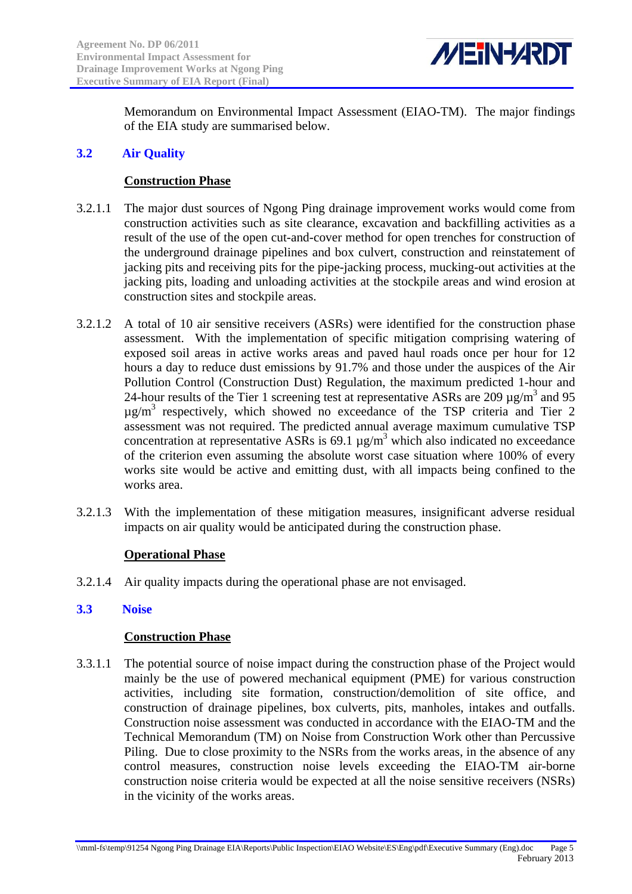Memorandum on Environmental Impact Assessment (EIAO-TM). The major findings of the EIA study are summarised below.

## 3.2 Air Quality

**Construction Phase**

3.2.1.1 The major dust sources of Ngong Ping drainage improvement works would come from construction activities such as site clearance, excavation and backfilling activities as a result of the use of the open cut-and-cover method for open trenches for construction of the underground drainage pipelines and box culvert, construction and reinstatement of jacking pits and receiving pits for the pipe-jacking process, mucking-out activities at the jacking pits, loading and unloading activities at the stockpile areas and wind erosion at construction sites and stockpile areas.

3.2.1.2 A total of 10 air sensitive receivers (ASRs) were identified for the construction phase assessment. With the implementation of specific mitigation comprising watering of exposed soil areas in active works areas and paved haul roads once per hour for 12 hours a day to reduce dust emissions by 91.7% and those under the auspices of the Air Pollution Control (Construction Dust) Regulation, the maximum predicted 1-hour and 24-hour results of the Tier 1 screening test at representative ASRs are 209 $\mu g/m^3$ and 95 $\mu g/m^3$ respectively, which showed no exceedance of the TSP criteria and Tier 2 assessment was not required. The predicted annual average maximum cumulative TSP concentration at representative ASRs is 69.1 $\mu g/m^3$ which also indicated no exceedance of the criterion even assuming the absolute worst case situation where 100% of every works site would be active and emitting dust, with all impacts being confined to the works area.

3.2.1.3 With the implementation of these mitigation measures, insignificant adverse residual impacts on air quality would be anticipated during the construction phase.

**Operational Phase**

3.2.1.4 Air quality impacts during the operational phase are not envisaged.

## 3.3 Noise

**Construction Phase**

3.3.1.1 The potential source of noise impact during the construction phase of the Project would mainly be the use of powered mechanical equipment (PME) for various construction activities, including site formation, construction/demolition of site office, and construction of drainage pipelines, box culverts, pits, manholes, intakes and outfalls. Construction noise assessment was conducted in accordance with the EIAO-TM and the Technical Memorandum (TM) on Noise from Construction Work other than Percussive Piling. Due to close proximity to the NSRs from the works areas, in the absence of any control measures, construction noise levels exceeding the EIAO-TM air-borne construction noise criteria would be expected at all the noise sensitive receivers (NSRs) in the vicinity of the works areas.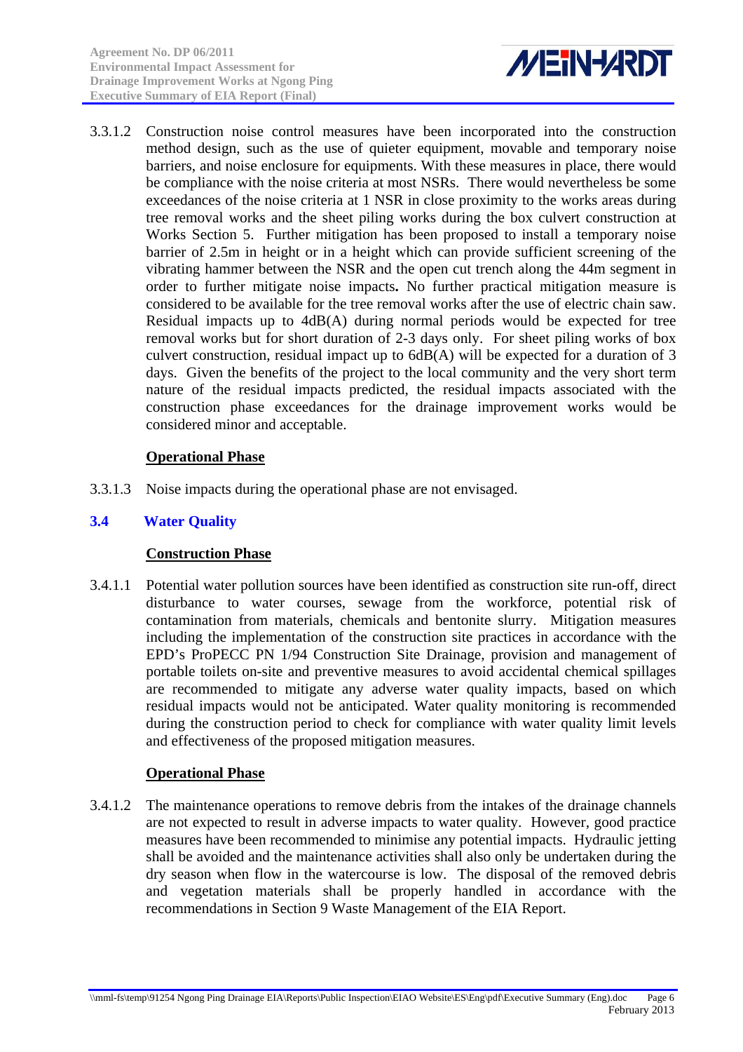3.3.1.2 Construction noise control measures have been incorporated into the construction method design, such as the use of quieter equipment, movable and temporary noise barriers, and noise enclosure for equipments. With these measures in place, there would be compliance with the noise criteria at most NSRs. There would nevertheless be some exceedances of the noise criteria at 1 NSR in close proximity to the works areas during tree removal works and the sheet piling works during the box culvert construction at Works Section 5. Further mitigation has been proposed to install a temporary noise barrier of 2.5m in height or in a height which can provide sufficient screening of the vibrating hammer between the NSR and the open cut trench along the 44m segment in order to further mitigate noise impacts**.** No further practical mitigation measure is considered to be available for the tree removal works after the use of electric chain saw. Residual impacts up to 4dB(A) during normal periods would be expected for tree removal works but for short duration of 2-3 days only. For sheet piling works of box culvert construction, residual impact up to 6dB(A) will be expected for a duration of 3 days. Given the benefits of the project to the local community and the very short term nature of the residual impacts predicted, the residual impacts associated with the construction phase exceedances for the drainage improvement works would be considered minor and acceptable.

**Operational Phase**

3.3.1.3 Noise impacts during the operational phase are not envisaged.

## 3.4 Water Quality

**Construction Phase**

3.4.1.1 Potential water pollution sources have been identified as construction site run-off, direct disturbance to water courses, sewage from the workforce, potential risk of contamination from materials, chemicals and bentonite slurry. Mitigation measures including the implementation of the construction site practices in accordance with the EPD's ProPECC PN 1/94 Construction Site Drainage, provision and management of portable toilets on-site and preventive measures to avoid accidental chemical spillages are recommended to mitigate any adverse water quality impacts, based on which residual impacts would not be anticipated. Water quality monitoring is recommended during the construction period to check for compliance with water quality limit levels and effectiveness of the proposed mitigation measures.

**Operational Phase**

3.4.1.2 The maintenance operations to remove debris from the intakes of the drainage channels are not expected to result in adverse impacts to water quality. However, good practice measures have been recommended to minimise any potential impacts. Hydraulic jetting shall be avoided and the maintenance activities shall also only be undertaken during the dry season when flow in the watercourse is low. The disposal of the removed debris and vegetation materials shall be properly handled in accordance with the recommendations in Section 9 Waste Management of the EIA Report.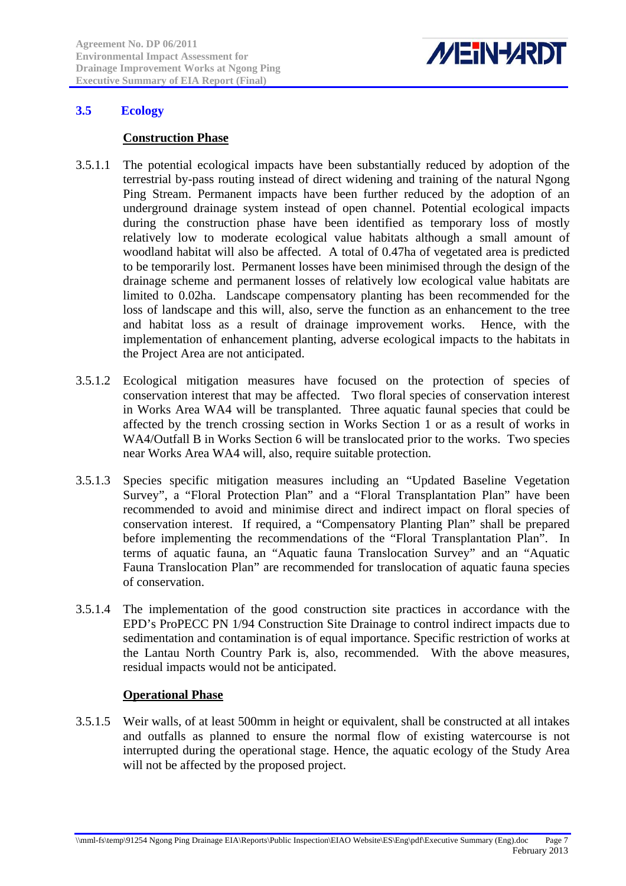## 3.5 Ecology

### Construction Phase

3.5.1.1 The potential ecological impacts have been substantially reduced by adoption of the terrestrial by-pass routing instead of direct widening and training of the natural Ngong Ping Stream. Permanent impacts have been further reduced by the adoption of an underground drainage system instead of open channel. Potential ecological impacts during the construction phase have been identified as temporary loss of mostly relatively low to moderate ecological value habitats although a small amount of woodland habitat will also be affected. A total of 0.47ha of vegetated area is predicted to be temporarily lost. Permanent losses have been minimised through the design of the drainage scheme and permanent losses of relatively low ecological value habitats are limited to 0.02ha. Landscape compensatory planting has been recommended for the loss of landscape and this will, also, serve the function as an enhancement to the tree and habitat loss as a result of drainage improvement works. Hence, with the implementation of enhancement planting, adverse ecological impacts to the habitats in the Project Area are not anticipated.

3.5.1.2 Ecological mitigation measures have focused on the protection of species of conservation interest that may be affected. Two floral species of conservation interest in Works Area WA4 will be transplanted. Three aquatic faunal species that could be affected by the trench crossing section in Works Section 1 or as a result of works in WA4/Outfall B in Works Section 6 will be translocated prior to the works. Two species near Works Area WA4 will, also, require suitable protection.

3.5.1.3 Species specific mitigation measures including an "Updated Baseline Vegetation Survey", a "Floral Protection Plan" and a "Floral Transplantation Plan" have been recommended to avoid and minimise direct and indirect impact on floral species of conservation interest. If required, a "Compensatory Planting Plan" shall be prepared before implementing the recommendations of the "Floral Transplantation Plan". In terms of aquatic fauna, an "Aquatic fauna Translocation Survey" and an "Aquatic Fauna Translocation Plan" are recommended for translocation of aquatic fauna species of conservation.

3.5.1.4 The implementation of the good construction site practices in accordance with the EPD's ProPECC PN 1/94 Construction Site Drainage to control indirect impacts due to sedimentation and contamination is of equal importance. Specific restriction of works at the Lantau North Country Park is, also, recommended. With the above measures, residual impacts would not be anticipated.

### Operational Phase

3.5.1.5 Weir walls, of at least 500mm in height or equivalent, shall be constructed at all intakes and outfalls as planned to ensure the normal flow of existing watercourse is not interrupted during the operational stage. Hence, the aquatic ecology of the Study Area will not be affected by the proposed project.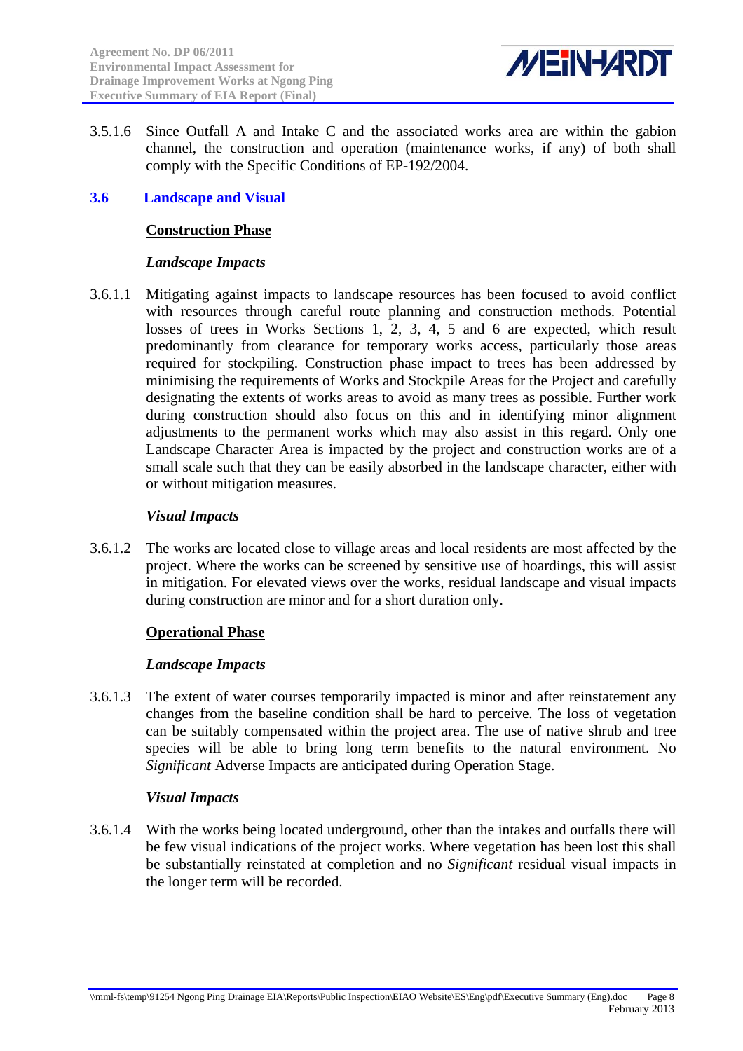3.5.1.6 Since Outfall A and Intake C and the associated works area are within the gabion channel, the construction and operation (maintenance works, if any) of both shall comply with the Specific Conditions of EP-192/2004.

## 3.6 Landscape and Visual

**Construction Phase**

***Landscape Impacts***

3.6.1.1 Mitigating against impacts to landscape resources has been focused to avoid conflict with resources through careful route planning and construction methods. Potential losses of trees in Works Sections 1, 2, 3, 4, 5 and 6 are expected, which result predominantly from clearance for temporary works access, particularly those areas required for stockpiling. Construction phase impact to trees has been addressed by minimising the requirements of Works and Stockpile Areas for the Project and carefully designating the extents of works areas to avoid as many trees as possible. Further work during construction should also focus on this and in identifying minor alignment adjustments to the permanent works which may also assist in this regard. Only one Landscape Character Area is impacted by the project and construction works are of a small scale such that they can be easily absorbed in the landscape character, either with or without mitigation measures.

***Visual Impacts***

3.6.1.2 The works are located close to village areas and local residents are most affected by the project. Where the works can be screened by sensitive use of hoardings, this will assist in mitigation. For elevated views over the works, residual landscape and visual impacts during construction are minor and for a short duration only.

**Operational Phase**

***Landscape Impacts***

3.6.1.3 The extent of water courses temporarily impacted is minor and after reinstatement any changes from the baseline condition shall be hard to perceive. The loss of vegetation can be suitably compensated within the project area. The use of native shrub and tree species will be able to bring long term benefits to the natural environment. No *Significant* Adverse Impacts are anticipated during Operation Stage.

***Visual Impacts***

3.6.1.4 With the works being located underground, other than the intakes and outfalls there will be few visual indications of the project works. Where vegetation has been lost this shall be substantially reinstated at completion and no *Significant* residual visual impacts in the longer term will be recorded.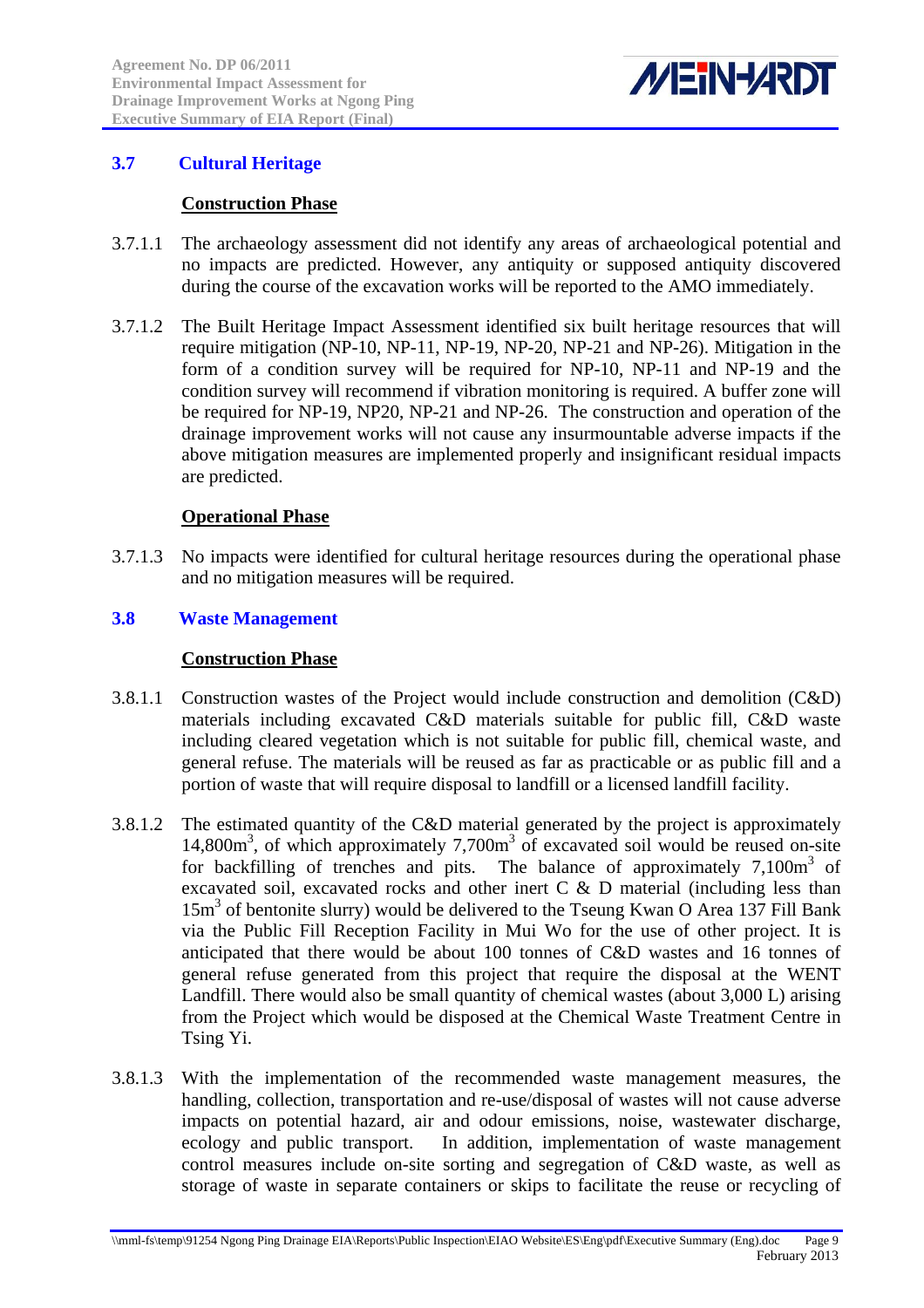## 3.7 Cultural Heritage

**Construction Phase**

3.7.1.1 The archaeology assessment did not identify any areas of archaeological potential and no impacts are predicted. However, any antiquity or supposed antiquity discovered during the course of the excavation works will be reported to the AMO immediately.

3.7.1.2 The Built Heritage Impact Assessment identified six built heritage resources that will require mitigation (NP-10, NP-11, NP-19, NP-20, NP-21 and NP-26). Mitigation in the form of a condition survey will be required for NP-10, NP-11 and NP-19 and the condition survey will recommend if vibration monitoring is required. A buffer zone will be required for NP-19, NP20, NP-21 and NP-26. The construction and operation of the drainage improvement works will not cause any insurmountable adverse impacts if the above mitigation measures are implemented properly and insignificant residual impacts are predicted.

**Operational Phase**

3.7.1.3 No impacts were identified for cultural heritage resources during the operational phase and no mitigation measures will be required.

## 3.8 Waste Management

**Construction Phase**

3.8.1.1 Construction wastes of the Project would include construction and demolition (C&D) materials including excavated C&D materials suitable for public fill, C&D waste including cleared vegetation which is not suitable for public fill, chemical waste, and general refuse. The materials will be reused as far as practicable or as public fill and a portion of waste that will require disposal to landfill or a licensed landfill facility.

3.8.1.2 The estimated quantity of the C&D material generated by the project is approximately 14,800$m^3$, of which approximately 7,700$m^3$ of excavated soil would be reused on-site for backfilling of trenches and pits. The balance of approximately 7,100$m^3$ of excavated soil, excavated rocks and other inert C & D material (including less than 15$m^3$ of bentonite slurry) would be delivered to the Tseung Kwan O Area 137 Fill Bank via the Public Fill Reception Facility in Mui Wo for the use of other project. It is anticipated that there would be about 100 tonnes of C&D wastes and 16 tonnes of general refuse generated from this project that require the disposal at the WENT Landfill. There would also be small quantity of chemical wastes (about 3,000 L) arising from the Project which would be disposed at the Chemical Waste Treatment Centre in Tsing Yi.

3.8.1.3 With the implementation of the recommended waste management measures, the handling, collection, transportation and re-use/disposal of wastes will not cause adverse impacts on potential hazard, air and odour emissions, noise, wastewater discharge, ecology and public transport. In addition, implementation of waste management control measures include on-site sorting and segregation of C&D waste, as well as storage of waste in separate containers or skips to facilitate the reuse or recycling of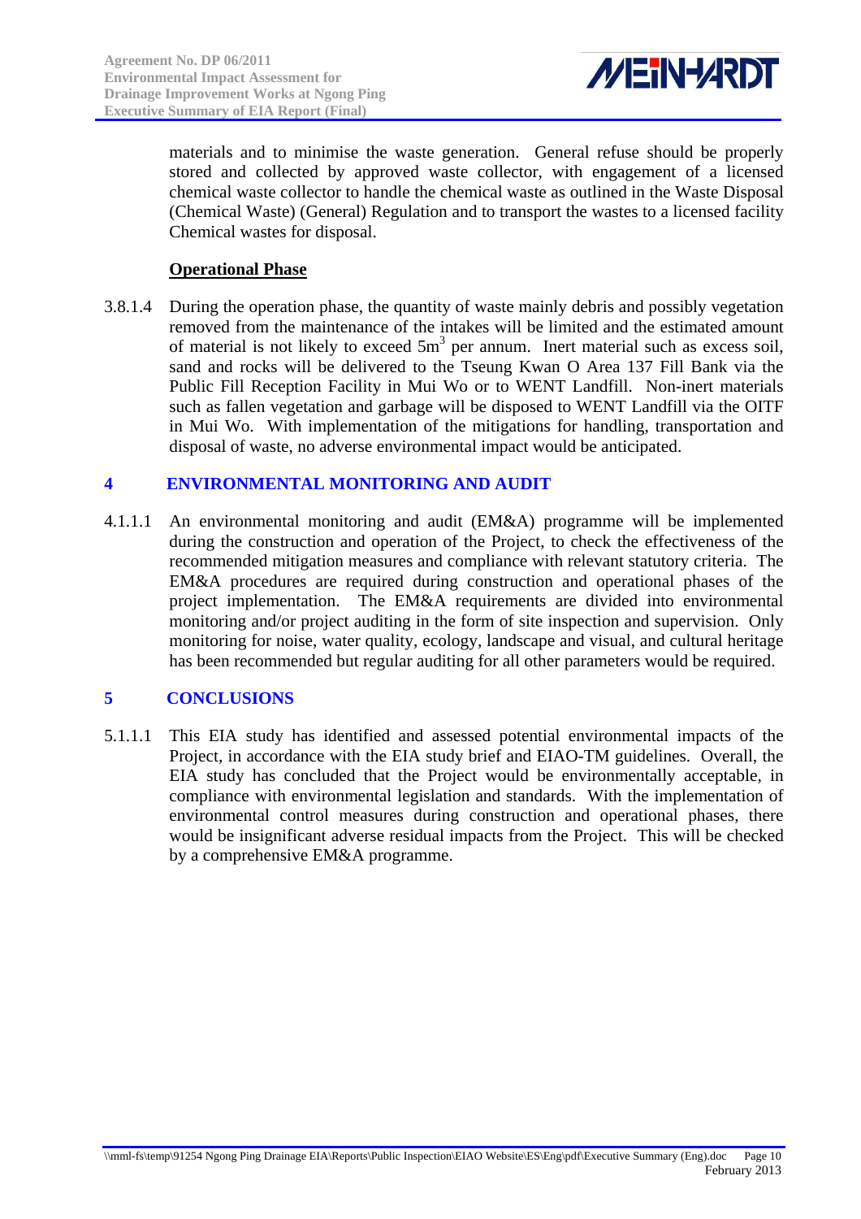materials and to minimise the waste generation. General refuse should be properly stored and collected by approved waste collector, with engagement of a licensed chemical waste collector to handle the chemical waste as outlined in the Waste Disposal (Chemical Waste) (General) Regulation and to transport the wastes to a licensed facility Chemical wastes for disposal.

**Operational Phase**

3.8.1.4 During the operation phase, the quantity of waste mainly debris and possibly vegetation removed from the maintenance of the intakes will be limited and the estimated amount of material is not likely to exceed $5m^3$ per annum. Inert material such as excess soil, sand and rocks will be delivered to the Tseung Kwan O Area 137 Fill Bank via the Public Fill Reception Facility in Mui Wo or to WENT Landfill. Non-inert materials such as fallen vegetation and garbage will be disposed to WENT Landfill via the OITF in Mui Wo. With implementation of the mitigations for handling, transportation and disposal of waste, no adverse environmental impact would be anticipated.

## 4 ENVIRONMENTAL MONITORING AND AUDIT

4.1.1.1 An environmental monitoring and audit (EM&A) programme will be implemented during the construction and operation of the Project, to check the effectiveness of the recommended mitigation measures and compliance with relevant statutory criteria. The EM&A procedures are required during construction and operational phases of the project implementation. The EM&A requirements are divided into environmental monitoring and/or project auditing in the form of site inspection and supervision. Only monitoring for noise, water quality, ecology, landscape and visual, and cultural heritage has been recommended but regular auditing for all other parameters would be required.

## 5 CONCLUSIONS

5.1.1.1 This EIA study has identified and assessed potential environmental impacts of the Project, in accordance with the EIA study brief and EIAO-TM guidelines. Overall, the EIA study has concluded that the Project would be environmentally acceptable, in compliance with environmental legislation and standards. With the implementation of environmental control measures during construction and operational phases, there would be insignificant adverse residual impacts from the Project. This will be checked by a comprehensive EM&A programme.